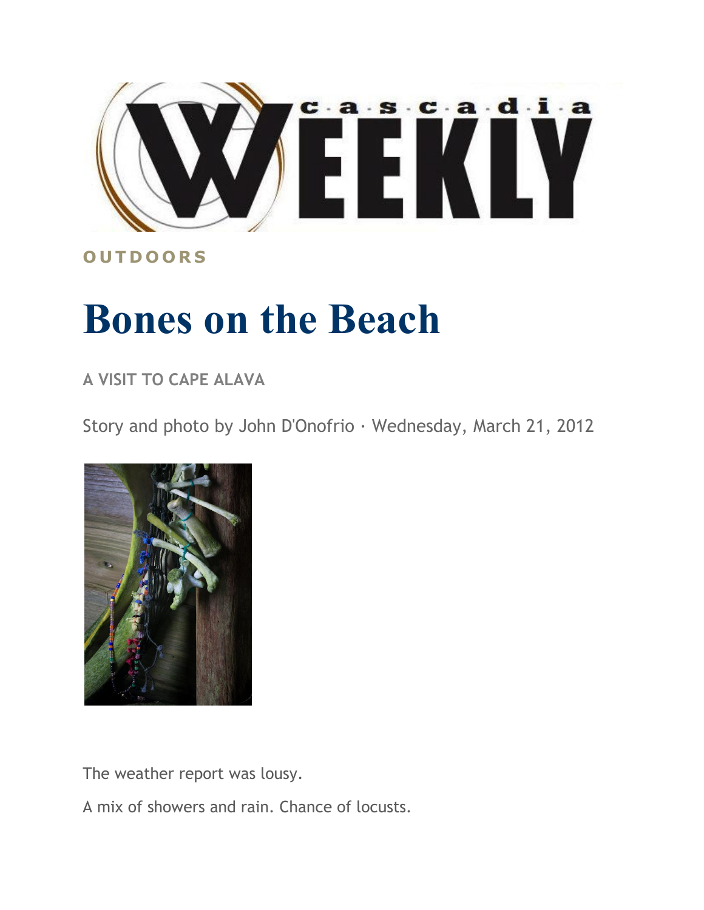OUTDOORS

# Bones on the Beach

A VISIT TO CAPE ALAVA

Story and photo by John D'Onofrio · Wednesday, March 21, 2012

The weather report was lousy.

A mix of showers and rain. Chance of locusts.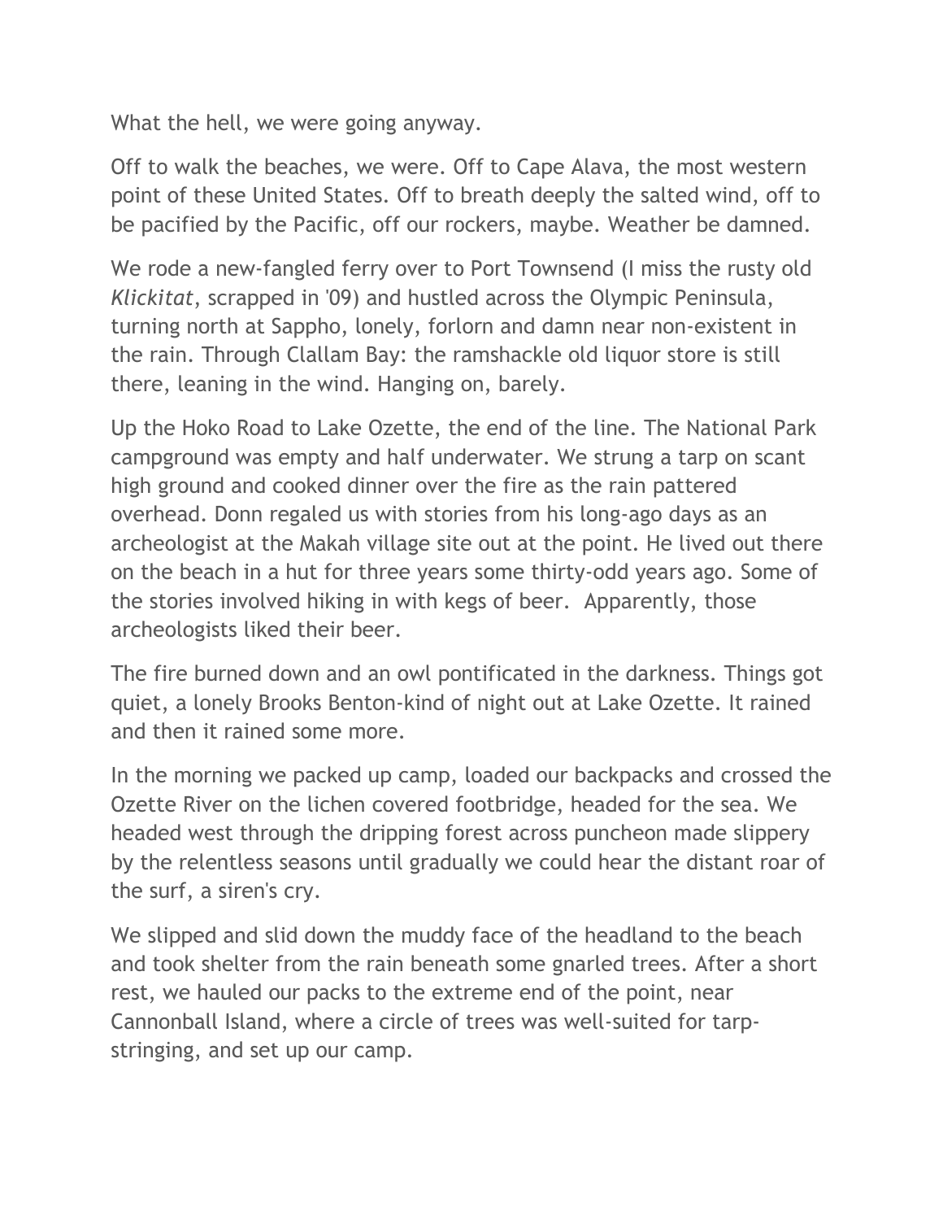What the hell, we were going anyway.

Off to walk the beaches, we were. Off to Cape Alava, the most western point of these United States. Off to breath deeply the salted wind, off to be pacified by the Pacific, off our rockers, maybe. Weather be damned.

We rode a new-fangled ferry over to Port Townsend (I miss the rusty old *Klickitat*, scrapped in '09) and hustled across the Olympic Peninsula, turning north at Sappho, lonely, forlorn and damn near non-existent in the rain. Through Clallam Bay: the ramshackle old liquor store is still there, leaning in the wind. Hanging on, barely.

Up the Hoko Road to Lake Ozette, the end of the line. The National Park campground was empty and half underwater. We strung a tarp on scant high ground and cooked dinner over the fire as the rain pattered overhead. Donn regaled us with stories from his long-ago days as an archeologist at the Makah village site out at the point. He lived out there on the beach in a hut for three years some thirty-odd years ago. Some of the stories involved hiking in with kegs of beer. Apparently, those archeologists liked their beer.

The fire burned down and an owl pontificated in the darkness. Things got quiet, a lonely Brooks Benton-kind of night out at Lake Ozette. It rained and then it rained some more.

In the morning we packed up camp, loaded our backpacks and crossed the Ozette River on the lichen covered footbridge, headed for the sea. We headed west through the dripping forest across puncheon made slippery by the relentless seasons until gradually we could hear the distant roar of the surf, a siren's cry.

We slipped and slid down the muddy face of the headland to the beach and took shelter from the rain beneath some gnarled trees. After a short rest, we hauled our packs to the extreme end of the point, near Cannonball Island, where a circle of trees was well-suited for tarp-stringing, and set up our camp.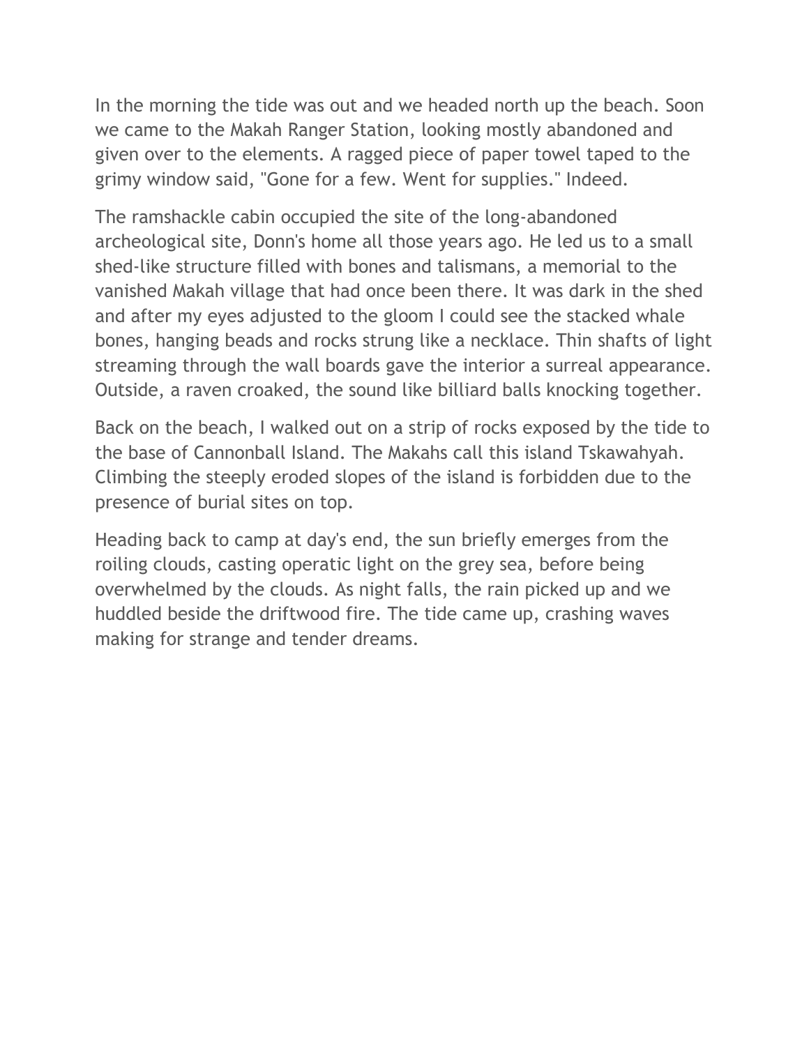In the morning the tide was out and we headed north up the beach. Soon we came to the Makah Ranger Station, looking mostly abandoned and given over to the elements. A ragged piece of paper towel taped to the grimy window said, "Gone for a few. Went for supplies." Indeed.

The ramshackle cabin occupied the site of the long-abandoned archeological site, Donn's home all those years ago. He led us to a small shed-like structure filled with bones and talismans, a memorial to the vanished Makah village that had once been there. It was dark in the shed and after my eyes adjusted to the gloom I could see the stacked whale bones, hanging beads and rocks strung like a necklace. Thin shafts of light streaming through the wall boards gave the interior a surreal appearance. Outside, a raven croaked, the sound like billiard balls knocking together.

Back on the beach, I walked out on a strip of rocks exposed by the tide to the base of Cannonball Island. The Makahs call this island Tskawahyah. Climbing the steeply eroded slopes of the island is forbidden due to the presence of burial sites on top.

Heading back to camp at day's end, the sun briefly emerges from the roiling clouds, casting operatic light on the grey sea, before being overwhelmed by the clouds. As night falls, the rain picked up and we huddled beside the driftwood fire. The tide came up, crashing waves making for strange and tender dreams.